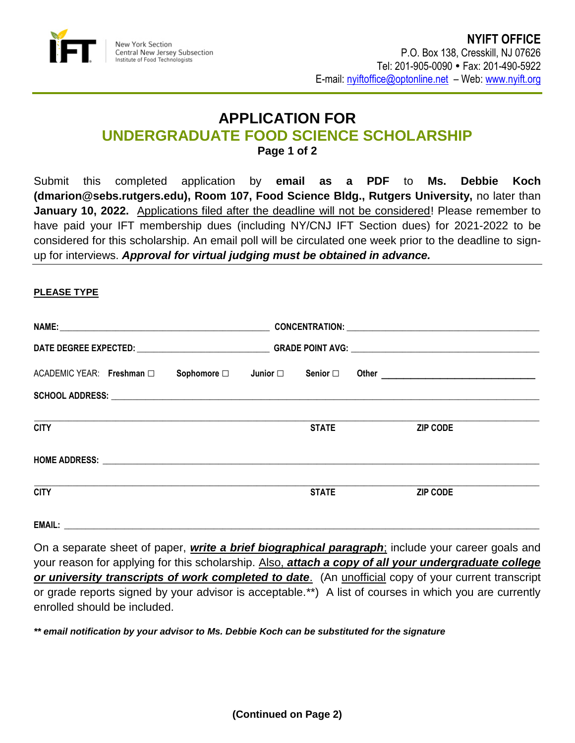New York Section
Central New Jersey Subsection
Institute of Food Technologists

**NYIFT OFFICE**
P.O. Box 138, Cresskill, NJ 07626
Tel: 201-905-0090 • Fax: 201-490-5922
E-mail: nyiftoffice@optonline.net – Web: www.nyift.org

# APPLICATION FOR
## UNDERGRADUATE FOOD SCIENCE SCHOLARSHIP
**Page 1 of 2**

Submit this completed application by **email as a PDF** to **Ms. Debbie Koch (dmarion@sebs.rutgers.edu), Room 107, Food Science Bldg., Rutgers University,** no later than **January 10, 2022.** Applications filed after the deadline will not be considered! Please remember to have paid your IFT membership dues (including NY/CNJ IFT Section dues) for 2021-2022 to be considered for this scholarship. An email poll will be circulated one week prior to the deadline to sign-up for interviews. ***Approval for virtual judging must be obtained in advance.***

**PLEASE TYPE**

**NAME:** ____________________ **CONCENTRATION:** ____________________

**DATE DEGREE EXPECTED:** ____________________ **GRADE POINT AVG:** ____________________

ACADEMIC YEAR: **Freshman** □ **Sophomore** □ **Junior** □ **Senior** □ **Other** ____________________

**SCHOOL ADDRESS:** ____________________

____________________
**CITY** **STATE** **ZIP CODE**

**HOME ADDRESS:** ____________________

____________________
**CITY** **STATE** **ZIP CODE**

**EMAIL:** ____________________

On a separate sheet of paper, ***write a brief biographical paragraph***; include your career goals and your reason for applying for this scholarship. Also, ***attach a copy of all your undergraduate college or university transcripts of work completed to date***. (An unofficial copy of your current transcript or grade reports signed by your advisor is acceptable.**) A list of courses in which you are currently enrolled should be included.

***\*\* email notification by your advisor to Ms. Debbie Koch can be substituted for the signature***

**(Continued on Page 2)**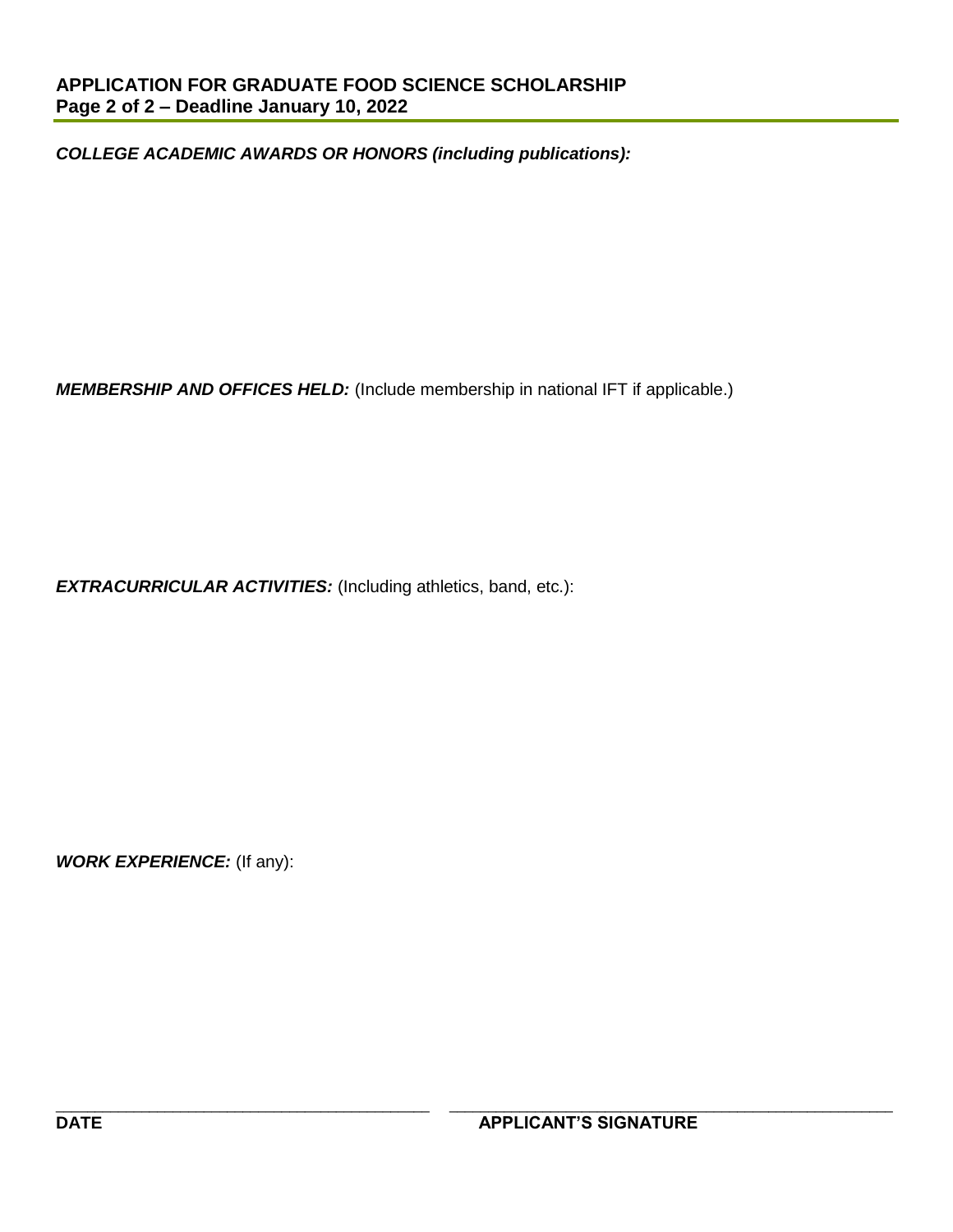## APPLICATION FOR GRADUATE FOOD SCIENCE SCHOLARSHIP

**Page 2 of 2 – Deadline January 10, 2022**

***COLLEGE ACADEMIC AWARDS OR HONORS (including publications):***

***MEMBERSHIP AND OFFICES HELD:*** (Include membership in national IFT if applicable.)

***EXTRACURRICULAR ACTIVITIES:*** (Including athletics, band, etc.):

***WORK EXPERIENCE:*** (If any):

_______________________________________ _______________________________________

**DATE** **APPLICANT'S SIGNATURE**